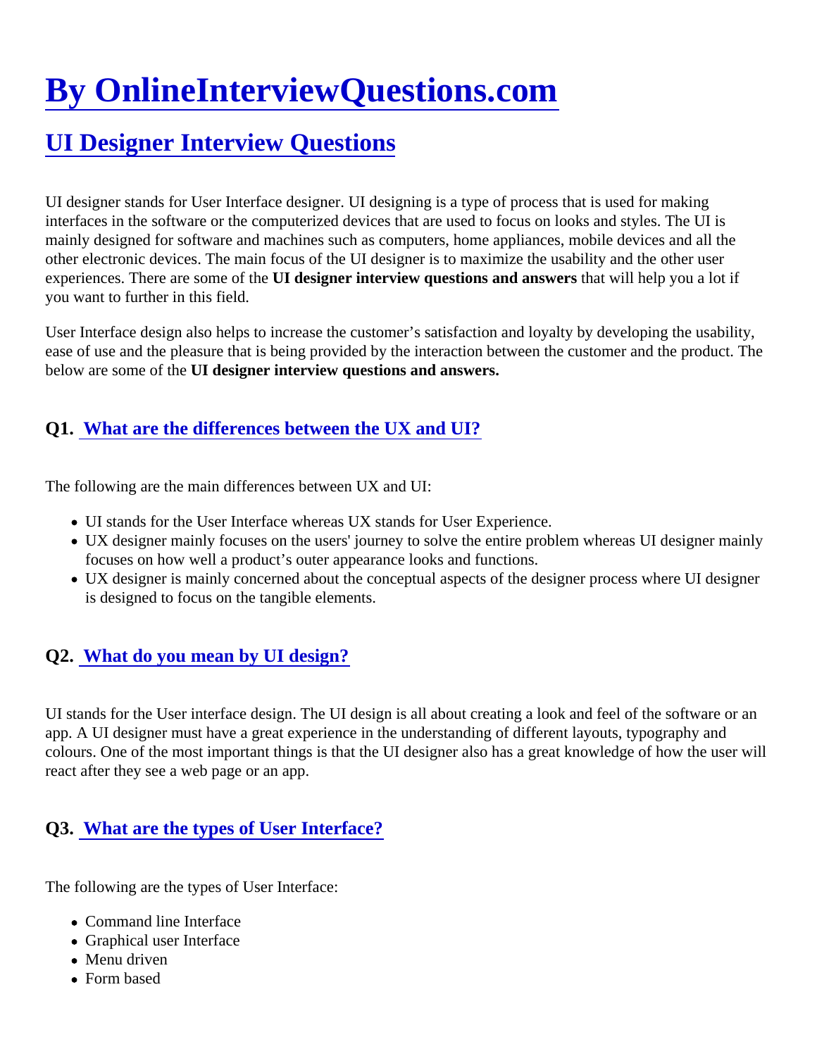# By OnlineInterviewQuestions.com

## UI Designer Interview Questions

UI designer stands for User Interface designer. UI designing is a type of process that is used for making interfaces in the software or the computerized devices that are used to focus on looks and styles. The UI is mainly designed for software and machines such as computers, home appliances, mobile devices and all the other electronic devices. The main focus of the UI designer is to maximize the usability and the other user experiences. There are some of the **UI designer interview questions and answers** that will help you a lot if you want to further in this field.

User Interface design also helps to increase the customer's satisfaction and loyalty by developing the usability, ease of use and the pleasure that is being provided by the interaction between the customer and the product. The below are some of the **UI designer interview questions and answers.**

### Q1. What are the differences between the UX and UI?

The following are the main differences between UX and UI:

- UI stands for the User Interface whereas UX stands for User Experience.
- UX designer mainly focuses on the users' journey to solve the entire problem whereas UI designer mainly focuses on how well a product's outer appearance looks and functions.
- UX designer is mainly concerned about the conceptual aspects of the designer process where UI designer is designed to focus on the tangible elements.

### Q2. What do you mean by UI design?

UI stands for the User interface design. The UI design is all about creating a look and feel of the software or an app. A UI designer must have a great experience in the understanding of different layouts, typography and colours. One of the most important things is that the UI designer also has a great knowledge of how the user will react after they see a web page or an app.

### Q3. What are the types of User Interface?

The following are the types of User Interface:

- Command line Interface
- Graphical user Interface
- Menu driven
- Form based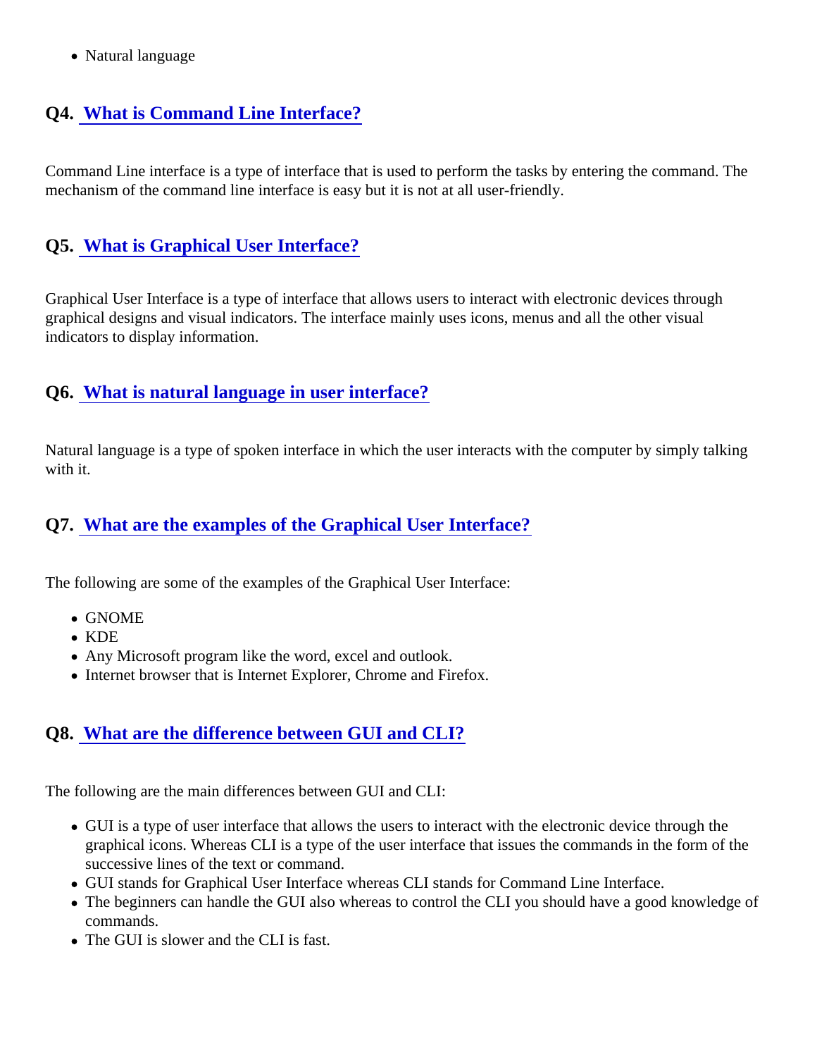- Natural language

## Q4. What is Command Line Interface?

Command Line interface is a type of interface that is used to perform the tasks by entering the command. The mechanism of the command line interface is easy but it is not at all user-friendly.

## Q5. What is Graphical User Interface?

Graphical User Interface is a type of interface that allows users to interact with electronic devices through graphical designs and visual indicators. The interface mainly uses icons, menus and all the other visual indicators to display information.

## Q6. What is natural language in user interface?

Natural language is a type of spoken interface in which the user interacts with the computer by simply talking with it.

## Q7. What are the examples of the Graphical User Interface?

The following are some of the examples of the Graphical User Interface:

- GNOME
- KDE
- Any Microsoft program like the word, excel and outlook.
- Internet browser that is Internet Explorer, Chrome and Firefox.

## Q8. What are the difference between GUI and CLI?

The following are the main differences between GUI and CLI:

- GUI is a type of user interface that allows the users to interact with the electronic device through the graphical icons. Whereas CLI is a type of the user interface that issues the commands in the form of the successive lines of the text or command.
- GUI stands for Graphical User Interface whereas CLI stands for Command Line Interface.
- The beginners can handle the GUI also whereas to control the CLI you should have a good knowledge of commands.
- The GUI is slower and the CLI is fast.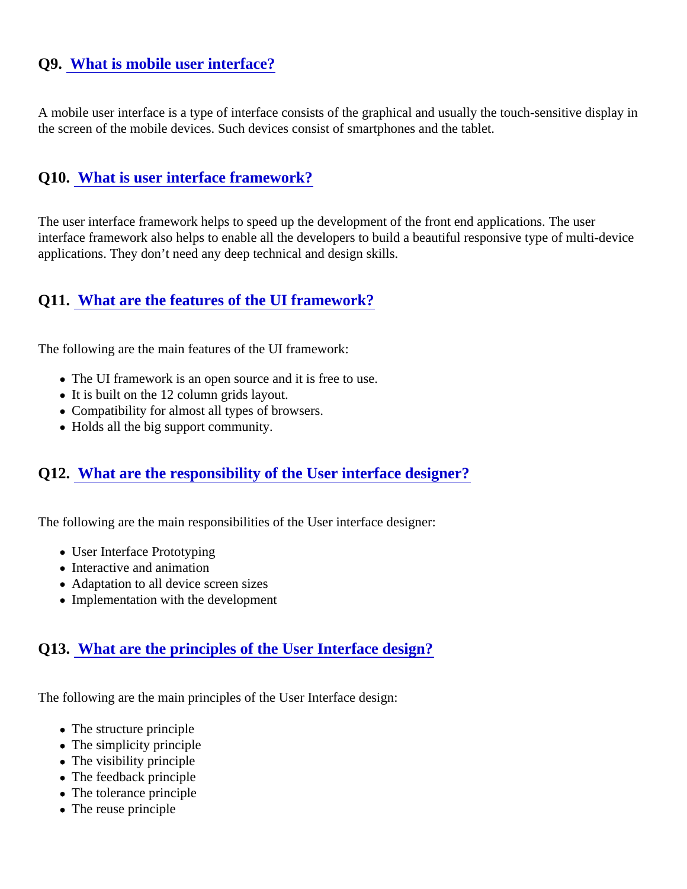## Q9. What is mobile user interface?

A mobile user interface is a type of interface consists of the graphical and usually the touch-sensitive display in the screen of the mobile devices. Such devices consist of smartphones and the tablet.

## Q10. What is user interface framework?

The user interface framework helps to speed up the development of the front end applications. The user interface framework also helps to enable all the developers to build a beautiful responsive type of multi-device applications. They don't need any deep technical and design skills.

## Q11. What are the features of the UI framework?

The following are the main features of the UI framework:

- The UI framework is an open source and it is free to use.
- It is built on the 12 column grids layout.
- Compatibility for almost all types of browsers.
- Holds all the big support community.

## Q12. What are the responsibility of the User interface designer?

The following are the main responsibilities of the User interface designer:

- User Interface Prototyping
- Interactive and animation
- Adaptation to all device screen sizes
- Implementation with the development

## Q13. What are the principles of the User Interface design?

The following are the main principles of the User Interface design:

- The structure principle
- The simplicity principle
- The visibility principle
- The feedback principle
- The tolerance principle
- The reuse principle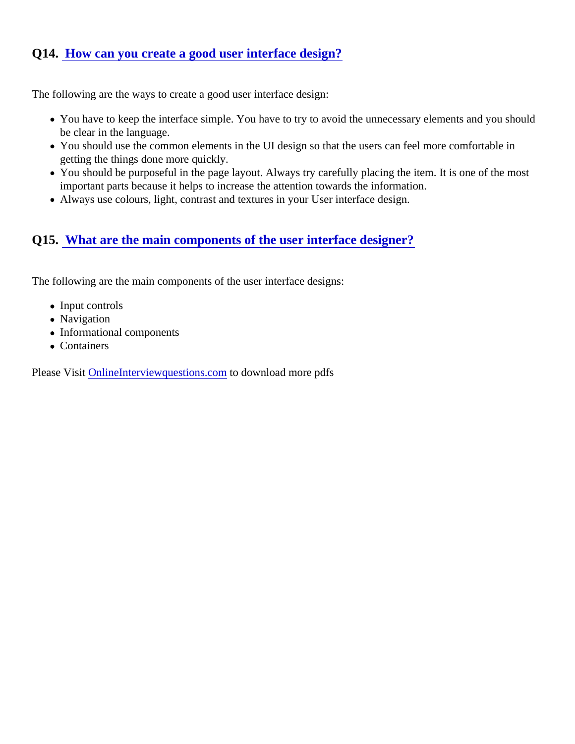## Q14. How can you create a good user interface design?

The following are the ways to create a good user interface design:

- You have to keep the interface simple. You have to try to avoid the unnecessary elements and you should be clear in the language.
- You should use the common elements in the UI design so that the users can feel more comfortable in getting the things done more quickly.
- You should be purposeful in the page layout. Always try carefully placing the item. It is one of the most important parts because it helps to increase the attention towards the information.
- Always use colours, light, contrast and textures in your User interface design.

## Q15. What are the main components of the user interface designer?

The following are the main components of the user interface designs:

- Input controls
- Navigation
- Informational components
- Containers

Please Visit OnlineInterviewquestions.com to download more pdfs